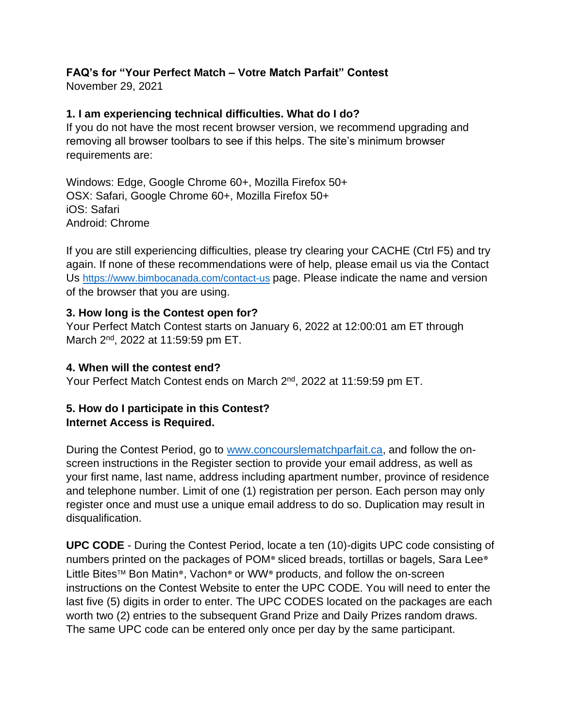**FAQ's for "Your Perfect Match – Votre Match Parfait" Contest**
November 29, 2021

**1. I am experiencing technical difficulties. What do I do?**
If you do not have the most recent browser version, we recommend upgrading and removing all browser toolbars to see if this helps. The site's minimum browser requirements are:

Windows: Edge, Google Chrome 60+, Mozilla Firefox 50+
OSX: Safari, Google Chrome 60+, Mozilla Firefox 50+
iOS: Safari
Android: Chrome

If you are still experiencing difficulties, please try clearing your CACHE (Ctrl F5) and try again. If none of these recommendations were of help, please email us via the Contact Us https://www.bimbocanada.com/contact-us page. Please indicate the name and version of the browser that you are using.

**3. How long is the Contest open for?**
Your Perfect Match Contest starts on January 6, 2022 at 12:00:01 am ET through March 2nd, 2022 at 11:59:59 pm ET.

**4. When will the contest end?**
Your Perfect Match Contest ends on March 2nd, 2022 at 11:59:59 pm ET.

**5. How do I participate in this Contest?**
**Internet Access is Required.**

During the Contest Period, go to www.concourslematchparfait.ca, and follow the on-screen instructions in the Register section to provide your email address, as well as your first name, last name, address including apartment number, province of residence and telephone number. Limit of one (1) registration per person. Each person may only register once and must use a unique email address to do so. Duplication may result in disqualification.

**UPC CODE** - During the Contest Period, locate a ten (10)-digits UPC code consisting of numbers printed on the packages of POM® sliced breads, tortillas or bagels, Sara Lee® Little Bites™ Bon Matin®, Vachon® or WW® products, and follow the on-screen instructions on the Contest Website to enter the UPC CODE. You will need to enter the last five (5) digits in order to enter. The UPC CODES located on the packages are each worth two (2) entries to the subsequent Grand Prize and Daily Prizes random draws. The same UPC code can be entered only once per day by the same participant.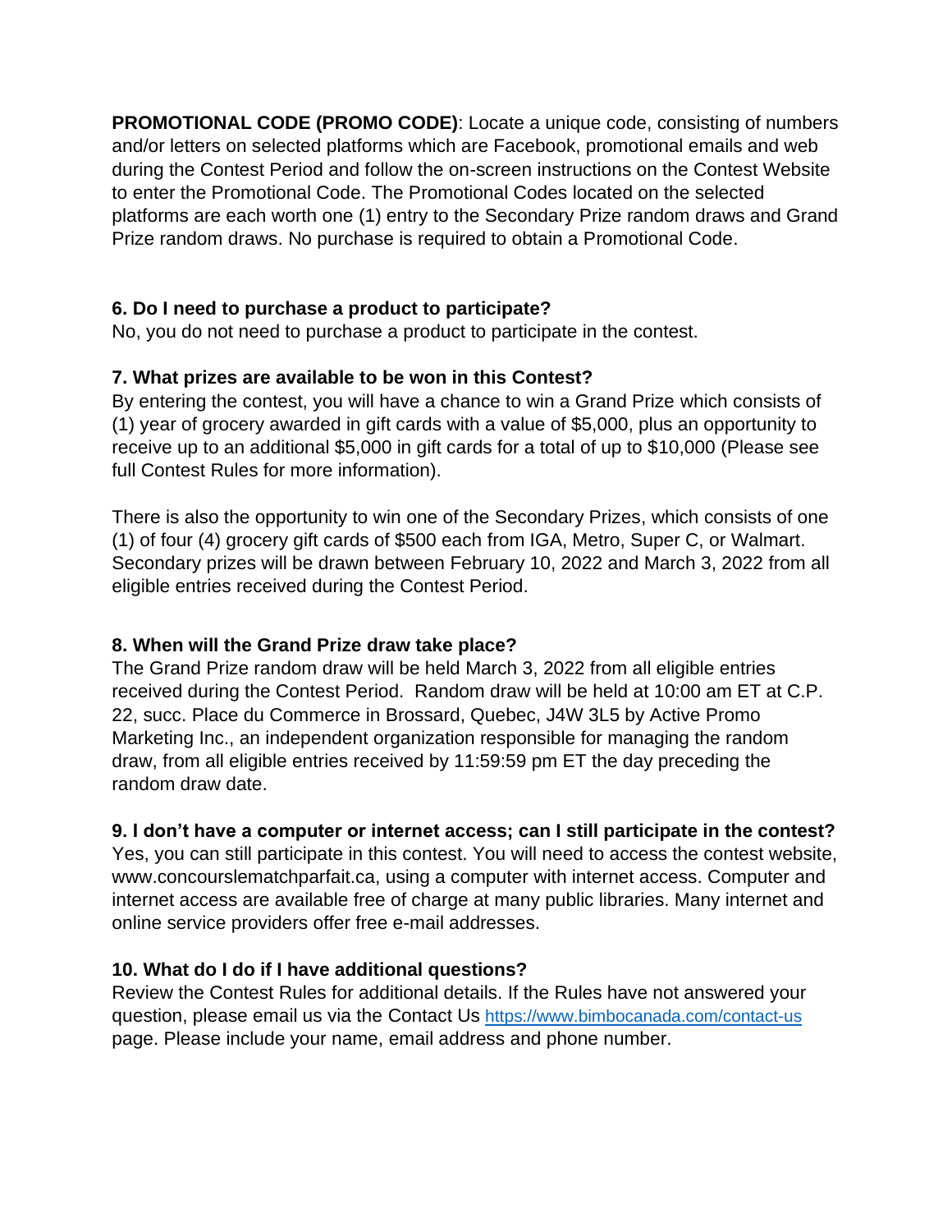**PROMOTIONAL CODE (PROMO CODE)**: Locate a unique code, consisting of numbers and/or letters on selected platforms which are Facebook, promotional emails and web during the Contest Period and follow the on-screen instructions on the Contest Website to enter the Promotional Code. The Promotional Codes located on the selected platforms are each worth one (1) entry to the Secondary Prize random draws and Grand Prize random draws. No purchase is required to obtain a Promotional Code.

**6. Do I need to purchase a product to participate?**

No, you do not need to purchase a product to participate in the contest.

**7. What prizes are available to be won in this Contest?**

By entering the contest, you will have a chance to win a Grand Prize which consists of (1) year of grocery awarded in gift cards with a value of $5,000, plus an opportunity to receive up to an additional $5,000 in gift cards for a total of up to $10,000 (Please see full Contest Rules for more information).

There is also the opportunity to win one of the Secondary Prizes, which consists of one (1) of four (4) grocery gift cards of $500 each from IGA, Metro, Super C, or Walmart. Secondary prizes will be drawn between February 10, 2022 and March 3, 2022 from all eligible entries received during the Contest Period.

**8. When will the Grand Prize draw take place?**

The Grand Prize random draw will be held March 3, 2022 from all eligible entries received during the Contest Period. Random draw will be held at 10:00 am ET at C.P. 22, succ. Place du Commerce in Brossard, Quebec, J4W 3L5 by Active Promo Marketing Inc., an independent organization responsible for managing the random draw, from all eligible entries received by 11:59:59 pm ET the day preceding the random draw date.

**9. I don't have a computer or internet access; can I still participate in the contest?**

Yes, you can still participate in this contest. You will need to access the contest website, www.concourslematchparfait.ca, using a computer with internet access. Computer and internet access are available free of charge at many public libraries. Many internet and online service providers offer free e-mail addresses.

**10. What do I do if I have additional questions?**

Review the Contest Rules for additional details. If the Rules have not answered your question, please email us via the Contact Us https://www.bimbocanada.com/contact-us page. Please include your name, email address and phone number.